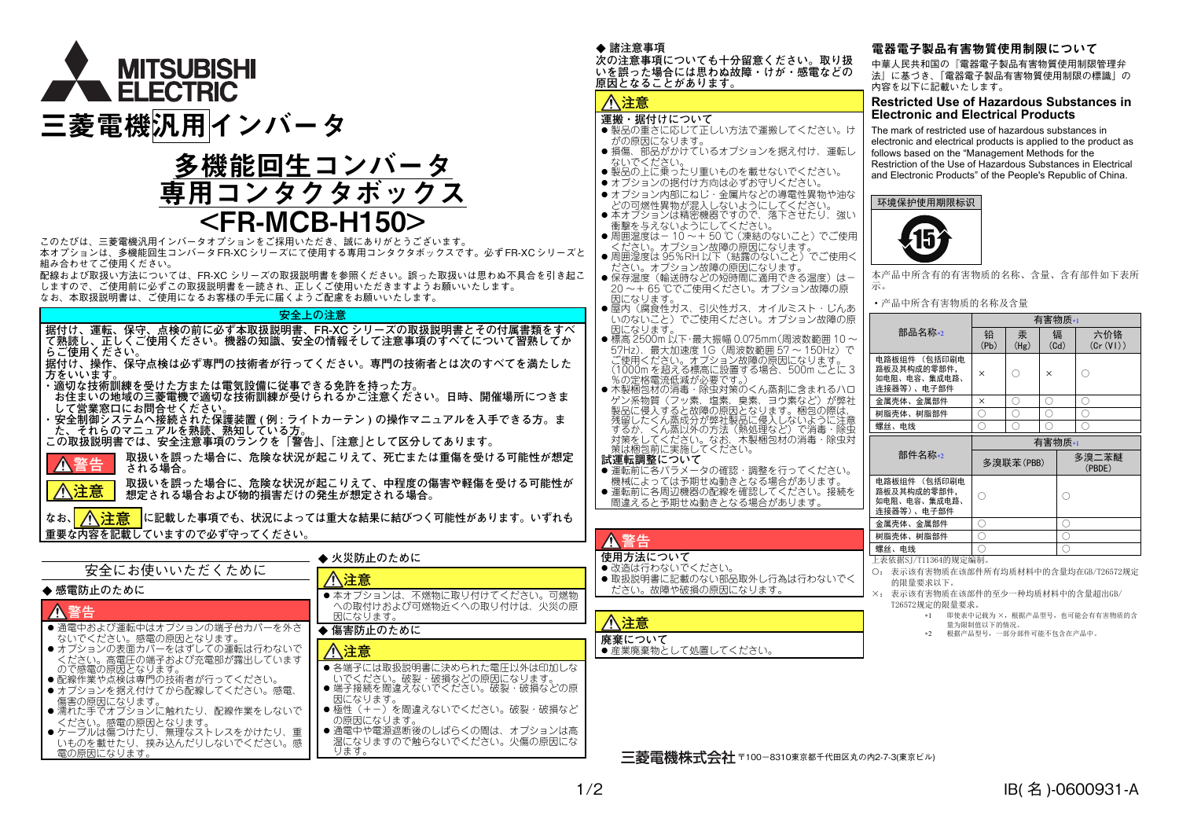# MITSUBISHI ELECTRIC

# 三菱電機汎用インバータ

# 多機能回生コンバータ専用コンタクタボックス <FR-MCB-H150>

このたびは、三菱電機汎用インバータオプションをご採用いただき、誠にありがとうございます。
本オプションは、多機能回生コンバータFR-XC シリーズにて使用する専用コンタクタボックスです。必ずFR-XC シリーズと組み合わせてご使用ください。
配線および取扱い方法については、FR-XC シリーズの取扱説明書を参照ください。誤った取扱いは思わぬ不具合を引き起こしますので、ご使用前に必ずこの取扱説明書を一読され、正しくご使用いただきますようお願いいたします。
なお、本取扱説明書は、ご使用になるお客様の手元に届くようご配慮をお願いいたします。

## 安全上の注意

据付け、運転、保守、点検の前に必ず本取扱説明書、FR-XC シリーズの取扱説明書とその付属書類をすべて熟読し、正しくご使用ください。機器の知識、安全の情報そして注意事項のすべてについて習熟してからご使用ください。
据付け、操作、保守点検は必ず専門の技術者が行ってください。専門の技術者とは次のすべてを満たした方をいいます。

- 適切な技術訓練を受けた方または電気設備に従事できる免許を持った方。
  お住まいの地域の三菱電機で適切な技術訓練が受けられるかご注意ください。日時、開催場所につきまして営業窓口にお問合せください。
- 安全制御システムへ接続された保護装置 ( 例 : ライトカーテン ) の操作マニュアルを入手できる方。また、それらのマニュアルを熟読、熟知している方。

この取扱説明書では、安全注意事項のランクを「警告」、「注意」として区分してあります。

**⚠警告**　取扱いを誤った場合に、危険な状況が起こりえて、死亡または重傷を受ける可能性が想定される場合。

**⚠注意**　取扱いを誤った場合に、危険な状況が起こりえて、中程度の傷害や軽傷を受ける可能性が想定される場合および物的損害だけの発生が想定される場合。

なお、**⚠注意** に記載した事項でも、状況によっては重大な結果に結びつく可能性があります。いずれも重要な内容を記載していますので必ず守ってください。

## 安全にお使いいただくために

### ◆ 感電防止のために

**⚠警告**

- 通電中および運転中はオプションの端子台カバーを外さないでください。感電の原因となります。
- オプションの表面カバーをはずしての運転は行わないでください。高電圧の端子および充電部が露出していますので感電の原因となります。
- 配線作業や点検は専門の技術者が行ってください。
- オプションを据え付けてから配線してください。感電、傷害の原因になります。
- 濡れた手でオプションに触れたり、配線作業をしないでください。感電の原因となります。
- ケーブルは傷つけたり、無理なストレスをかけたり、重いものを載せたり、挟み込んだりしないでください。感電の原因になります。

### ◆ 火災防止のために

**⚠注意**

- 本オプションは、不燃物に取り付けてください。可燃物への取付けおよび可燃物近くへの取り付けは、火災の原因になります。

### ◆ 傷害防止のために

**⚠注意**

- 各端子には取扱説明書に決められた電圧以外は印加しないでください。破裂・破損などの原因になります。
- 端子接続を間違えないでください。破裂・破損などの原因になります。
- 極性（＋－）を間違えないでください。破裂・破損などの原因になります。
- 通電中や電源遮断後のしばらくの間は、オプションは高温になりますので触らないでください。火傷の原因になります。

### ◆ 諸注意事項

次の注意事項についても十分留意ください。取り扱いを誤った場合には思わぬ故障・けが・感電などの原因となることがあります。

**⚠注意**

**運搬・据付けについて**

- 製品の重さに応じて正しい方法で運搬してください。けがの原因になります。
- 損傷、部品がかけているオプションを据え付け、運転しないでください。
- 製品の上に乗ったり重いものを載せないでください。
- オプションの据付け方向は必ずお守りください。
- オプション内部にねじ・金属片などの導電性異物や油などの可燃性異物が混入しないようにしてください。
- 本オプションは精密機器ですので、落下させたり、強い衝撃を与えないようにしてください。
- 周囲温度は－ 10 ～＋ 50 ℃（凍結のないこと）でご使用ください。オプション故障の原因になります。
- 周囲湿度は 95%RH 以下（結露のないこと）でご使用ください。オプション故障の原因になります。
- 保存温度（輸送時などの短時間に適用できる温度）は－ 20 ～＋ 65 ℃でご使用ください。オプション故障の原因になります。
- 屋内（腐食性ガス、引火性ガス、オイルミスト・じんあいのないこと）でご使用ください。オプション故障の原因になります。
- 標高 2500m 以下・最大振幅 0.075mm（周波数範囲 10 ～ 57Hz）、最大加速度 1G（周波数範囲 57 ～ 150Hz）でご使用ください。オプション故障の原因になります。（1000m を超える標高に設置する場合、500m ごとに 3 %の定格電流低減が必要です。）
- 木製梱包材の消毒・除虫対策のくん蒸剤に含まれるハロゲン系物質（フッ素、塩素、臭素、ヨウ素など）が弊社製品に侵入すると故障の原因となります。梱包の際は、残留したくん蒸成分が弊社製品に侵入しないように注意するか、くん蒸以外の方法（熱処理など）で消毒・除虫対策をしてください。なお、木製梱包材の消毒・除虫対策は梱包前に実施してください。

**試運転調整について**

- 運転前に各パラメータの確認・調整を行ってください。機械によっては予期せぬ動きとなる場合があります。
- 運転前に各周辺機器の配線を確認してください。接続を間違えると予期せぬ動きとなる場合があります。

**⚠警告**

**使用方法について**

- 改造は行わないでください。
- 取扱説明書に記載のない部品取外し行為は行わないでください。故障や破損の原因になります。

**⚠注意**

**廃棄について**

- 産業廃棄物として処置してください。

## 電器電子製品有害物質使用制限について

中華人民共和国の『電器電子製品有害物質使用制限管理弁法』に基づき、「電器電子製品有害物質使用制限の標識」の内容を以下に記載いたします。

### Restricted Use of Hazardous Substances in Electronic and Electrical Products

The mark of restricted use of hazardous substances in electronic and electrical products is applied to the product as follows based on the "Management Methods for the Restriction of the Use of Hazardous Substances in Electrical and Electronic Products" of the People's Republic of China.

环境保护使用期限标识

本产品中所含有的有害物质的名称、含量、含有部件如下表所示。

• 产品中所含有害物质的名称及含量

| 部品名称*2 | 有害物质*1 | | | |
|---|---|---|---|---|
| | 铅 (Pb) | 汞 (Hg) | 镉 (Cd) | 六价铬 (Cr (VI)) |
| 电路板组件（包括印刷电路板及其构成的零部件，如电阻、电容、集成电路、连接器等）、电子部件 | × | ○ | × | ○ |
| 金属壳体、金属部件 | × | ○ | ○ | ○ |
| 树脂壳体、树脂部件 | ○ | ○ | ○ | ○ |
| 螺丝、电线 | ○ | ○ | ○ | ○ |

| 部件名称*2 | 有害物质*1 | |
|---|---|---|
| | 多溴联苯 (PBB) | 多溴二苯醚 (PBDE) |
| 电路板组件（包括印刷电路板及其构成的零部件，如电阻、电容、集成电路、连接器等）、电子部件 | ○ | ○ |
| 金属壳体、金属部件 | ○ | ○ |
| 树脂壳体、树脂部件 | ○ | ○ |
| 螺丝、电线 | ○ | ○ |

上表依据SJ/T11364的规定编制。

○：表示该有害物质在该部件所有均质材料中的含量均在GB/T26572规定的限量要求以下。

×：表示该有害物质在该部件的至少一种均质材料中的含量超出GB/T26572规定的限量要求。

*1　即使表中记载为 ×，根据产品型号，也可能会有有害物质的含量为限制值以下的情况。

*2　根据产品型号，一部分部件可能不包含在产品中。

**三菱電機株式会社** 〒100-8310東京都千代田区丸の内2-7-3(東京ビル)

IB(名)-0600931-A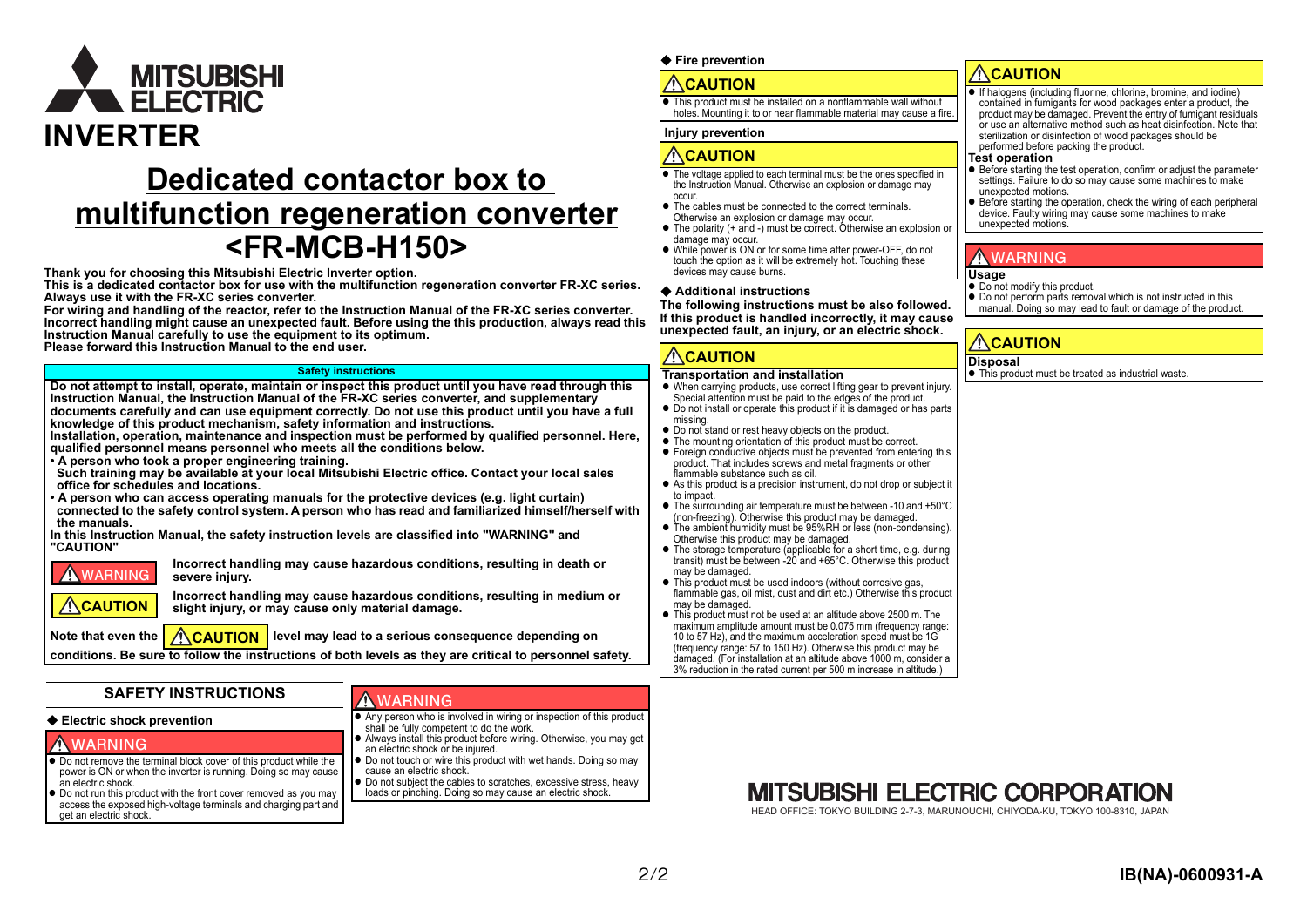MITSUBISHI ELECTRIC

# INVERTER

# Dedicated contactor box to multifunction regeneration converter <FR-MCB-H150>

**Thank you for choosing this Mitsubishi Electric Inverter option.**
**This is a dedicated contactor box for use with the multifunction regeneration converter FR-XC series. Always use it with the FR-XC series converter.**
**For wiring and handling of the reactor, refer to the Instruction Manual of the FR-XC series converter. Incorrect handling might cause an unexpected fault. Before using the this production, always read this Instruction Manual carefully to use the equipment to its optimum.**
**Please forward this Instruction Manual to the end user.**

**Safety instructions**

**Do not attempt to install, operate, maintain or inspect this product until you have read through this Instruction Manual, the Instruction Manual of the FR-XC series converter, and supplementary documents carefully and can use equipment correctly. Do not use this product until you have a full knowledge of this product mechanism, safety information and instructions.**
**Installation, operation, maintenance and inspection must be performed by qualified personnel. Here, qualified personnel means personnel who meets all the conditions below.**

- **A person who took a proper engineering training.**
  **Such training may be available at your local Mitsubishi Electric office. Contact your local sales office for schedules and locations.**
- **A person who can access operating manuals for the protective devices (e.g. light curtain) connected to the safety control system. A person who has read and familiarized himself/herself with the manuals.**

**In this Instruction Manual, the safety instruction levels are classified into "WARNING" and "CAUTION"**

**⚠WARNING** — **Incorrect handling may cause hazardous conditions, resulting in death or severe injury.**

**⚠CAUTION** — **Incorrect handling may cause hazardous conditions, resulting in medium or slight injury, or may cause only material damage.**

**Note that even the ⚠CAUTION level may lead to a serious consequence depending on conditions. Be sure to follow the instructions of both levels as they are critical to personnel safety.**

## SAFETY INSTRUCTIONS

### ◆ Electric shock prevention

**⚠WARNING**

- Do not remove the terminal block cover of this product while the power is ON or when the inverter is running. Doing so may cause an electric shock.
- Do not run this product with the front cover removed as you may access the exposed high-voltage terminals and charging part and get an electric shock.
- Any person who is involved in wiring or inspection of this product shall be fully competent to do the work.
- Always install this product before wiring. Otherwise, you may get an electric shock or be injured.
- Do not touch or wire this product with wet hands. Doing so may cause an electric shock.
- Do not subject the cables to scratches, excessive stress, heavy loads or pinching. Doing so may cause an electric shock.

### ◆ Fire prevention

**⚠CAUTION**

- This product must be installed on a nonflammable wall without holes. Mounting it to or near flammable material may cause a fire.

**Injury prevention**

**⚠CAUTION**

- The voltage applied to each terminal must be the ones specified in the Instruction Manual. Otherwise an explosion or damage may occur.
- The cables must be connected to the correct terminals. Otherwise an explosion or damage may occur.
- The polarity (+ and -) must be correct. Otherwise an explosion or damage may occur.
- While power is ON or for some time after power-OFF, do not touch the option as it will be extremely hot. Touching these devices may cause burns.

### ◆ Additional instructions

**The following instructions must be also followed. If this product is handled incorrectly, it may cause unexpected fault, an injury, or an electric shock.**

**⚠CAUTION**

**Transportation and installation**

- When carrying products, use correct lifting gear to prevent injury. Special attention must be paid to the edges of the product.
- Do not install or operate this product if it is damaged or has parts missing.
- Do not stand or rest heavy objects on the product.
- The mounting orientation of this product must be correct.
- Foreign conductive objects must be prevented from entering this product. That includes screws and metal fragments or other flammable substance such as oil.
- As this product is a precision instrument, do not drop or subject it to impact.
- The surrounding air temperature must be between -10 and +50°C (non-freezing). Otherwise this product may be damaged.
- The ambient humidity must be 95%RH or less (non-condensing). Otherwise this product may be damaged.
- The storage temperature (applicable for a short time, e.g. during transit) must be between -20 and +65°C. Otherwise this product may be damaged.
- This product must be used indoors (without corrosive gas, flammable gas, oil mist, dust and dirt etc.) Otherwise this product may be damaged.
- This product must not be used at an altitude above 2500 m. The maximum amplitude amount must be 0.075 mm (frequency range: 10 to 57 Hz), and the maximum acceleration speed must be 1G (frequency range: 57 to 150 Hz). Otherwise this product may be damaged. (For installation at an altitude above 1000 m, consider a 3% reduction in the rated current per 500 m increase in altitude.)

**⚠CAUTION**

- If halogens (including fluorine, chlorine, bromine, and iodine) contained in fumigants for wood packages enter a product, the product may be damaged. Prevent the entry of fumigant residuals or use an alternative method such as heat disinfection. Note that sterilization or disinfection of wood packages should be performed before packing the product.

**Test operation**

- Before starting the test operation, confirm or adjust the parameter settings. Failure to do so may cause some machines to make unexpected motions.
- Before starting the operation, check the wiring of each peripheral device. Faulty wiring may cause some machines to make unexpected motions.

**⚠WARNING**

**Usage**

- Do not modify this product.
- Do not perform parts removal which is not instructed in this manual. Doing so may lead to fault or damage of the product.

**⚠CAUTION**

**Disposal**

- This product must be treated as industrial waste.

**MITSUBISHI ELECTRIC CORPORATION**
HEAD OFFICE: TOKYO BUILDING 2-7-3, MARUNOUCHI, CHIYODA-KU, TOKYO 100-8310, JAPAN

**IB(NA)-0600931-A**